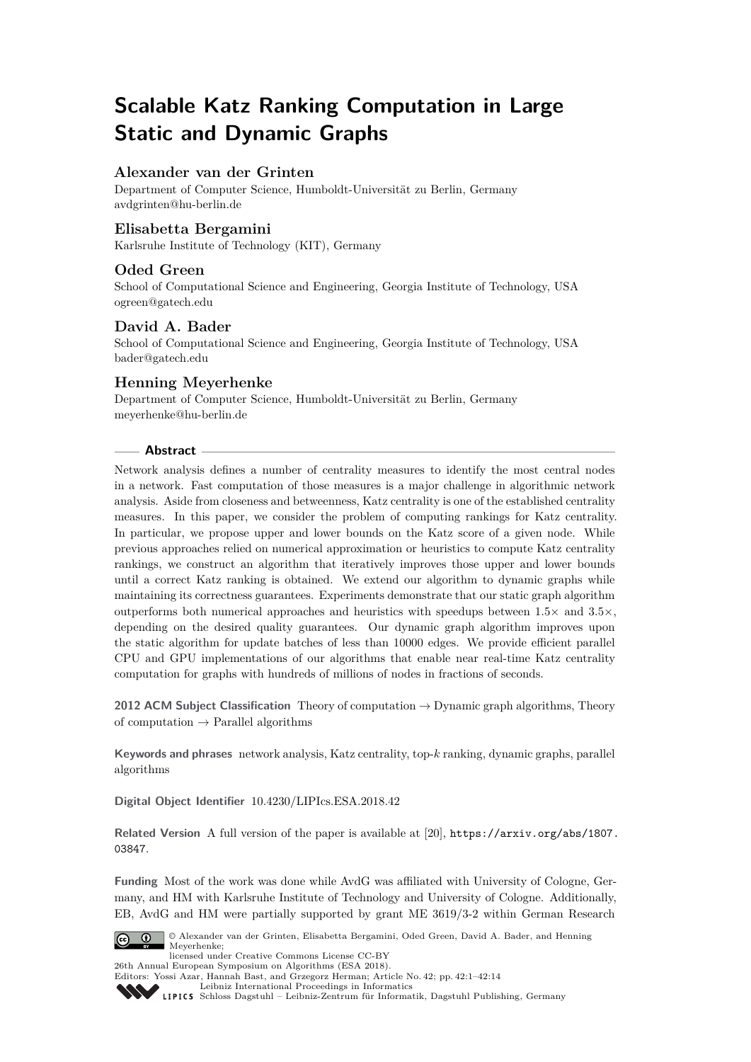# Scalable Katz Ranking Computation in Large Static and Dynamic Graphs

**Alexander van der Grinten**

Department of Computer Science, Humboldt-Universität zu Berlin, Germany
avdgrinten@hu-berlin.de

**Elisabetta Bergamini**

Karlsruhe Institute of Technology (KIT), Germany

**Oded Green**

School of Computational Science and Engineering, Georgia Institute of Technology, USA
ogreen@gatech.edu

**David A. Bader**

School of Computational Science and Engineering, Georgia Institute of Technology, USA
bader@gatech.edu

**Henning Meyerhenke**

Department of Computer Science, Humboldt-Universität zu Berlin, Germany
meyerhenke@hu-berlin.de

## Abstract

Network analysis defines a number of centrality measures to identify the most central nodes in a network. Fast computation of those measures is a major challenge in algorithmic network analysis. Aside from closeness and betweenness, Katz centrality is one of the established centrality measures. In this paper, we consider the problem of computing rankings for Katz centrality. In particular, we propose upper and lower bounds on the Katz score of a given node. While previous approaches relied on numerical approximation or heuristics to compute Katz centrality rankings, we construct an algorithm that iteratively improves those upper and lower bounds until a correct Katz ranking is obtained. We extend our algorithm to dynamic graphs while maintaining its correctness guarantees. Experiments demonstrate that our static graph algorithm outperforms both numerical approaches and heuristics with speedups between 1.5× and 3.5×, depending on the desired quality guarantees. Our dynamic graph algorithm improves upon the static algorithm for update batches of less than 10000 edges. We provide efficient parallel CPU and GPU implementations of our algorithms that enable near real-time Katz centrality computation for graphs with hundreds of millions of nodes in fractions of seconds.

**2012 ACM Subject Classification** Theory of computation → Dynamic graph algorithms, Theory of computation → Parallel algorithms

**Keywords and phrases** network analysis, Katz centrality, top-$k$ ranking, dynamic graphs, parallel algorithms

**Digital Object Identifier** 10.4230/LIPIcs.ESA.2018.42

**Related Version** A full version of the paper is available at [20], https://arxiv.org/abs/1807.03847.

**Funding** Most of the work was done while AvdG was affiliated with University of Cologne, Germany, and HM with Karlsruhe Institute of Technology and University of Cologne. Additionally, EB, AvdG and HM were partially supported by grant ME 3619/3-2 within German Research

© Alexander van der Grinten, Elisabetta Bergamini, Oded Green, David A. Bader, and Henning Meyerhenke;
licensed under Creative Commons License CC-BY
26th Annual European Symposium on Algorithms (ESA 2018).
Editors: Yossi Azar, Hannah Bast, and Grzegorz Herman; Article No. 42; pp. 42:1–42:14
Leibniz International Proceedings in Informatics
Schloss Dagstuhl – Leibniz-Zentrum für Informatik, Dagstuhl Publishing, Germany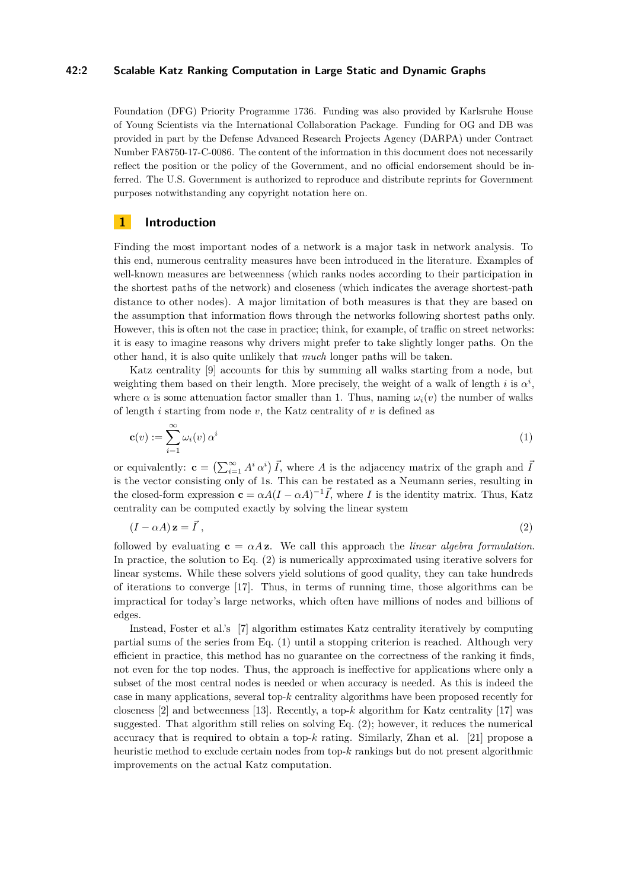Foundation (DFG) Priority Programme 1736. Funding was also provided by Karlsruhe House of Young Scientists via the International Collaboration Package. Funding for OG and DB was provided in part by the Defense Advanced Research Projects Agency (DARPA) under Contract Number FA8750-17-C-0086. The content of the information in this document does not necessarily reflect the position or the policy of the Government, and no official endorsement should be inferred. The U.S. Government is authorized to reproduce and distribute reprints for Government purposes notwithstanding any copyright notation here on.

## 1 Introduction

Finding the most important nodes of a network is a major task in network analysis. To this end, numerous centrality measures have been introduced in the literature. Examples of well-known measures are betweenness (which ranks nodes according to their participation in the shortest paths of the network) and closeness (which indicates the average shortest-path distance to other nodes). A major limitation of both measures is that they are based on the assumption that information flows through the networks following shortest paths only. However, this is often not the case in practice; think, for example, of traffic on street networks: it is easy to imagine reasons why drivers might prefer to take slightly longer paths. On the other hand, it is also quite unlikely that *much* longer paths will be taken.

Katz centrality [9] accounts for this by summing all walks starting from a node, but weighting them based on their length. More precisely, the weight of a walk of length $i$ is $\alpha^i$, where $\alpha$ is some attenuation factor smaller than 1. Thus, naming $\omega_i(v)$ the number of walks of length $i$ starting from node $v$, the Katz centrality of $v$ is defined as

$$\mathbf{c}(v) := \sum_{i=1}^{\infty} \omega_i(v)\, \alpha^i \tag{1}$$

or equivalently: $\mathbf{c} = \left(\sum_{i=1}^{\infty} A^i\, \alpha^i\right) \vec{I}$, where $A$ is the adjacency matrix of the graph and $\vec{I}$ is the vector consisting only of 1s. This can be restated as a Neumann series, resulting in the closed-form expression $\mathbf{c} = \alpha A (I - \alpha A)^{-1} \vec{I}$, where $I$ is the identity matrix. Thus, Katz centrality can be computed exactly by solving the linear system

$$(I - \alpha A)\, \mathbf{z} = \vec{I}\,, \tag{2}$$

followed by evaluating $\mathbf{c} = \alpha A\, \mathbf{z}$. We call this approach the *linear algebra formulation*. In practice, the solution to Eq. (2) is numerically approximated using iterative solvers for linear systems. While these solvers yield solutions of good quality, they can take hundreds of iterations to converge [17]. Thus, in terms of running time, those algorithms can be impractical for today's large networks, which often have millions of nodes and billions of edges.

Instead, Foster et al.'s [7] algorithm estimates Katz centrality iteratively by computing partial sums of the series from Eq. (1) until a stopping criterion is reached. Although very efficient in practice, this method has no guarantee on the correctness of the ranking it finds, not even for the top nodes. Thus, the approach is ineffective for applications where only a subset of the most central nodes is needed or when accuracy is needed. As this is indeed the case in many applications, several top-$k$ centrality algorithms have been proposed recently for closeness [2] and betweenness [13]. Recently, a top-$k$ algorithm for Katz centrality [17] was suggested. That algorithm still relies on solving Eq. (2); however, it reduces the numerical accuracy that is required to obtain a top-$k$ rating. Similarly, Zhan et al. [21] propose a heuristic method to exclude certain nodes from top-$k$ rankings but do not present algorithmic improvements on the actual Katz computation.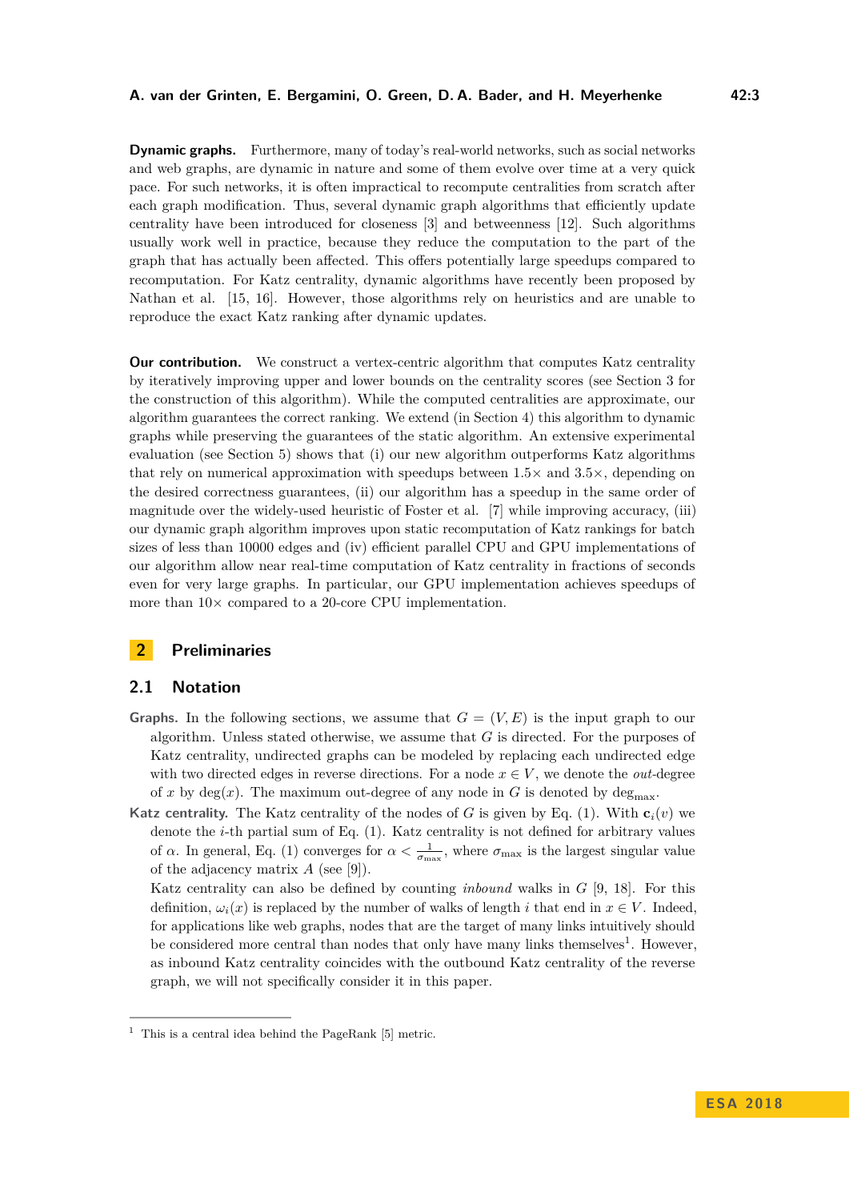**Dynamic graphs.** Furthermore, many of today's real-world networks, such as social networks and web graphs, are dynamic in nature and some of them evolve over time at a very quick pace. For such networks, it is often impractical to recompute centralities from scratch after each graph modification. Thus, several dynamic graph algorithms that efficiently update centrality have been introduced for closeness [3] and betweenness [12]. Such algorithms usually work well in practice, because they reduce the computation to the part of the graph that has actually been affected. This offers potentially large speedups compared to recomputation. For Katz centrality, dynamic algorithms have recently been proposed by Nathan et al. [15, 16]. However, those algorithms rely on heuristics and are unable to reproduce the exact Katz ranking after dynamic updates.

**Our contribution.** We construct a vertex-centric algorithm that computes Katz centrality by iteratively improving upper and lower bounds on the centrality scores (see Section 3 for the construction of this algorithm). While the computed centralities are approximate, our algorithm guarantees the correct ranking. We extend (in Section 4) this algorithm to dynamic graphs while preserving the guarantees of the static algorithm. An extensive experimental evaluation (see Section 5) shows that (i) our new algorithm outperforms Katz algorithms that rely on numerical approximation with speedups between 1.5× and 3.5×, depending on the desired correctness guarantees, (ii) our algorithm has a speedup in the same order of magnitude over the widely-used heuristic of Foster et al. [7] while improving accuracy, (iii) our dynamic graph algorithm improves upon static recomputation of Katz rankings for batch sizes of less than 10000 edges and (iv) efficient parallel CPU and GPU implementations of our algorithm allow near real-time computation of Katz centrality in fractions of seconds even for very large graphs. In particular, our GPU implementation achieves speedups of more than 10× compared to a 20-core CPU implementation.

## 2 Preliminaries

### 2.1 Notation

**Graphs.** In the following sections, we assume that $G = (V, E)$ is the input graph to our algorithm. Unless stated otherwise, we assume that $G$ is directed. For the purposes of Katz centrality, undirected graphs can be modeled by replacing each undirected edge with two directed edges in reverse directions. For a node $x \in V$, we denote the *out*-degree of $x$ by $\deg(x)$. The maximum out-degree of any node in $G$ is denoted by $\deg_{\max}$.

**Katz centrality.** The Katz centrality of the nodes of $G$ is given by Eq. (1). With $\mathbf{c}_i(v)$ we denote the $i$-th partial sum of Eq. (1). Katz centrality is not defined for arbitrary values of $\alpha$. In general, Eq. (1) converges for $\alpha < \frac{1}{\sigma_{\max}}$, where $\sigma_{\max}$ is the largest singular value of the adjacency matrix $A$ (see [9]).

Katz centrality can also be defined by counting *inbound* walks in $G$ [9, 18]. For this definition, $\omega_i(x)$ is replaced by the number of walks of length $i$ that end in $x \in V$. Indeed, for applications like web graphs, nodes that are the target of many links intuitively should be considered more central than nodes that only have many links themselves[1]. However, as inbound Katz centrality coincides with the outbound Katz centrality of the reverse graph, we will not specifically consider it in this paper.

[1] This is a central idea behind the PageRank [5] metric.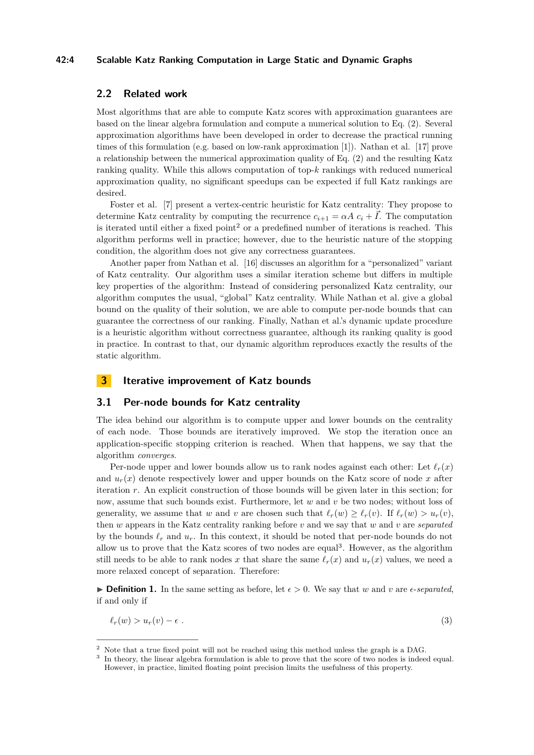## 2.2 Related work

Most algorithms that are able to compute Katz scores with approximation guarantees are based on the linear algebra formulation and compute a numerical solution to Eq. (2). Several approximation algorithms have been developed in order to decrease the practical running times of this formulation (e.g. based on low-rank approximation [1]). Nathan et al. [17] prove a relationship between the numerical approximation quality of Eq. (2) and the resulting Katz ranking quality. While this allows computation of top-$k$ rankings with reduced numerical approximation quality, no significant speedups can be expected if full Katz rankings are desired.

Foster et al. [7] present a vertex-centric heuristic for Katz centrality: They propose to determine Katz centrality by computing the recurrence $c_{i+1} = \alpha A\ c_i + \vec{I}$. The computation is iterated until either a fixed point[2] or a predefined number of iterations is reached. This algorithm performs well in practice; however, due to the heuristic nature of the stopping condition, the algorithm does not give any correctness guarantees.

Another paper from Nathan et al. [16] discusses an algorithm for a "personalized" variant of Katz centrality. Our algorithm uses a similar iteration scheme but differs in multiple key properties of the algorithm: Instead of considering personalized Katz centrality, our algorithm computes the usual, "global" Katz centrality. While Nathan et al. give a global bound on the quality of their solution, we are able to compute per-node bounds that can guarantee the correctness of our ranking. Finally, Nathan et al.'s dynamic update procedure is a heuristic algorithm without correctness guarantee, although its ranking quality is good in practice. In contrast to that, our dynamic algorithm reproduces exactly the results of the static algorithm.

# 3 Iterative improvement of Katz bounds

## 3.1 Per-node bounds for Katz centrality

The idea behind our algorithm is to compute upper and lower bounds on the centrality of each node. Those bounds are iteratively improved. We stop the iteration once an application-specific stopping criterion is reached. When that happens, we say that the algorithm *converges*.

Per-node upper and lower bounds allow us to rank nodes against each other: Let $\ell_r(x)$ and $u_r(x)$ denote respectively lower and upper bounds on the Katz score of node $x$ after iteration $r$. An explicit construction of those bounds will be given later in this section; for now, assume that such bounds exist. Furthermore, let $w$ and $v$ be two nodes; without loss of generality, we assume that $w$ and $v$ are chosen such that $\ell_r(w) \geq \ell_r(v)$. If $\ell_r(w) > u_r(v)$, then $w$ appears in the Katz centrality ranking before $v$ and we say that $w$ and $v$ are *separated* by the bounds $\ell_r$ and $u_r$. In this context, it should be noted that per-node bounds do not allow us to prove that the Katz scores of two nodes are equal[3]. However, as the algorithm still needs to be able to rank nodes $x$ that share the same $\ell_r(x)$ and $u_r(x)$ values, we need a more relaxed concept of separation. Therefore:

▶ **Definition 1.** In the same setting as before, let $\epsilon > 0$. We say that $w$ and $v$ are $\epsilon$*-separated*, if and only if

$$\ell_r(w) > u_r(v) - \epsilon\ . \tag{3}$$

---

[2] Note that a true fixed point will not be reached using this method unless the graph is a DAG.

[3] In theory, the linear algebra formulation is able to prove that the score of two nodes is indeed equal. However, in practice, limited floating point precision limits the usefulness of this property.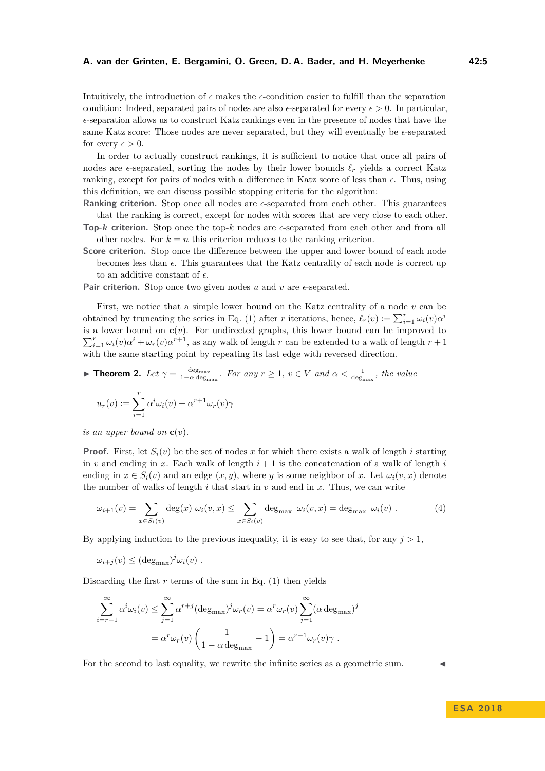Intuitively, the introduction of $\epsilon$ makes the $\epsilon$-condition easier to fulfill than the separation condition: Indeed, separated pairs of nodes are also $\epsilon$-separated for every $\epsilon > 0$. In particular, $\epsilon$-separation allows us to construct Katz rankings even in the presence of nodes that have the same Katz score: Those nodes are never separated, but they will eventually be $\epsilon$-separated for every $\epsilon > 0$.

In order to actually construct rankings, it is sufficient to notice that once all pairs of nodes are $\epsilon$-separated, sorting the nodes by their lower bounds $\ell_r$ yields a correct Katz ranking, except for pairs of nodes with a difference in Katz score of less than $\epsilon$. Thus, using this definition, we can discuss possible stopping criteria for the algorithm:

**Ranking criterion.** Stop once all nodes are $\epsilon$-separated from each other. This guarantees that the ranking is correct, except for nodes with scores that are very close to each other.

**Top-$k$ criterion.** Stop once the top-$k$ nodes are $\epsilon$-separated from each other and from all other nodes. For $k = n$ this criterion reduces to the ranking criterion.

**Score criterion.** Stop once the difference between the upper and lower bound of each node becomes less than $\epsilon$. This guarantees that the Katz centrality of each node is correct up to an additive constant of $\epsilon$.

**Pair criterion.** Stop once two given nodes $u$ and $v$ are $\epsilon$-separated.

First, we notice that a simple lower bound on the Katz centrality of a node $v$ can be obtained by truncating the series in Eq. (1) after $r$ iterations, hence, $\ell_r(v) := \sum_{i=1}^{r} \omega_i(v)\alpha^i$ is a lower bound on $\mathbf{c}(v)$. For undirected graphs, this lower bound can be improved to $\sum_{i=1}^{r} \omega_i(v)\alpha^i + \omega_r(v)\alpha^{r+1}$, as any walk of length $r$ can be extended to a walk of length $r+1$ with the same starting point by repeating its last edge with reversed direction.

▶ **Theorem 2.** *Let $\gamma = \frac{\deg_{\max}}{1-\alpha\deg_{\max}}$. For any $r \geq 1$, $v \in V$ and $\alpha < \frac{1}{\deg_{\max}}$, the value*

$$u_r(v) := \sum_{i=1}^{r} \alpha^i \omega_i(v) + \alpha^{r+1}\omega_r(v)\gamma$$

*is an upper bound on $\mathbf{c}(v)$.*

**Proof.** First, let $S_i(v)$ be the set of nodes $x$ for which there exists a walk of length $i$ starting in $v$ and ending in $x$. Each walk of length $i+1$ is the concatenation of a walk of length $i$ ending in $x \in S_i(v)$ and an edge $(x, y)$, where $y$ is some neighbor of $x$. Let $\omega_i(v, x)$ denote the number of walks of length $i$ that start in $v$ and end in $x$. Thus, we can write

$$\omega_{i+1}(v) = \sum_{x \in S_i(v)} \deg(x)\ \omega_i(v,x) \leq \sum_{x \in S_i(v)} \deg_{\max}\ \omega_i(v,x) = \deg_{\max}\ \omega_i(v)\ . \tag{4}$$

By applying induction to the previous inequality, it is easy to see that, for any $j > 1$,

$$\omega_{i+j}(v) \leq (\deg_{\max})^j \omega_i(v)\ .$$

Discarding the first $r$ terms of the sum in Eq. (1) then yields

$$\begin{aligned}
\sum_{i=r+1}^{\infty} \alpha^i \omega_i(v) &\leq \sum_{j=1}^{\infty} \alpha^{r+j} (\deg_{\max})^j \omega_r(v) = \alpha^r \omega_r(v) \sum_{j=1}^{\infty} (\alpha \deg_{\max})^j \\
&= \alpha^r \omega_r(v) \left( \frac{1}{1-\alpha\deg_{\max}} - 1 \right) = \alpha^{r+1}\omega_r(v)\gamma\ .
\end{aligned}$$

For the second to last equality, we rewrite the infinite series as a geometric sum. ◀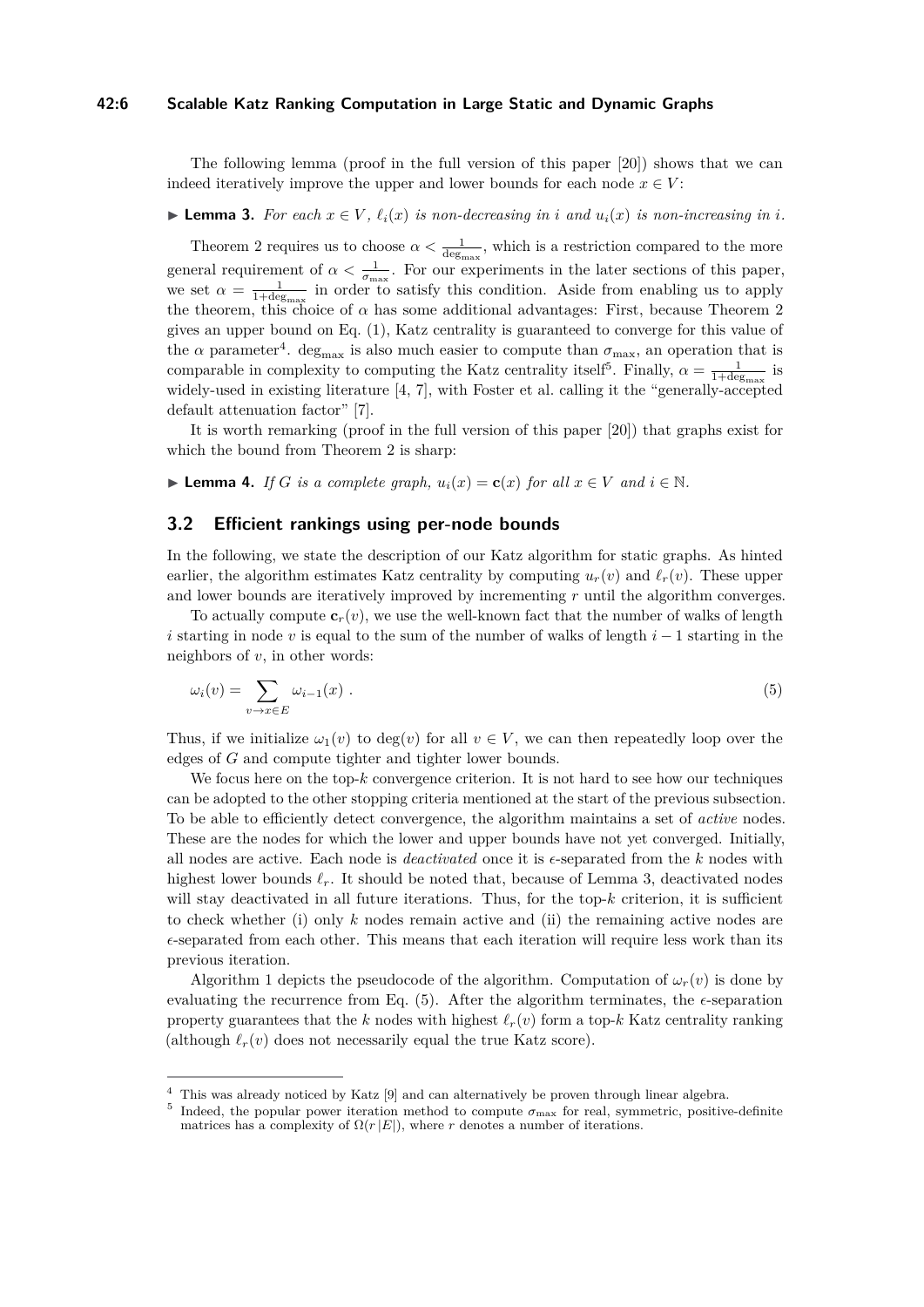The following lemma (proof in the full version of this paper [20]) shows that we can indeed iteratively improve the upper and lower bounds for each node $x \in V$:

▶ **Lemma 3.** *For each $x \in V$, $\ell_i(x)$ is non-decreasing in $i$ and $u_i(x)$ is non-increasing in $i$.*

Theorem 2 requires us to choose $\alpha < \frac{1}{\deg_{\max}}$, which is a restriction compared to the more general requirement of $\alpha < \frac{1}{\sigma_{\max}}$. For our experiments in the later sections of this paper, we set $\alpha = \frac{1}{1+\deg_{\max}}$ in order to satisfy this condition. Aside from enabling us to apply the theorem, this choice of $\alpha$ has some additional advantages: First, because Theorem 2 gives an upper bound on Eq. (1), Katz centrality is guaranteed to converge for this value of the $\alpha$ parameter[4]. $\deg_{\max}$ is also much easier to compute than $\sigma_{\max}$, an operation that is comparable in complexity to computing the Katz centrality itself[5]. Finally, $\alpha = \frac{1}{1+\deg_{\max}}$ is widely-used in existing literature [4, 7], with Foster et al. calling it the "generally-accepted default attenuation factor" [7].

It is worth remarking (proof in the full version of this paper [20]) that graphs exist for which the bound from Theorem 2 is sharp:

▶ **Lemma 4.** *If $G$ is a complete graph, $u_i(x) = \mathbf{c}(x)$ for all $x \in V$ and $i \in \mathbb{N}$.*

## 3.2 Efficient rankings using per-node bounds

In the following, we state the description of our Katz algorithm for static graphs. As hinted earlier, the algorithm estimates Katz centrality by computing $u_r(v)$ and $\ell_r(v)$. These upper and lower bounds are iteratively improved by incrementing $r$ until the algorithm converges.

To actually compute $\mathbf{c}_r(v)$, we use the well-known fact that the number of walks of length $i$ starting in node $v$ is equal to the sum of the number of walks of length $i-1$ starting in the neighbors of $v$, in other words:

$$\omega_i(v) = \sum_{v \to x \in E} \omega_{i-1}(x) \ . \tag{5}$$

Thus, if we initialize $\omega_1(v)$ to $\deg(v)$ for all $v \in V$, we can then repeatedly loop over the edges of $G$ and compute tighter and tighter lower bounds.

We focus here on the top-$k$ convergence criterion. It is not hard to see how our techniques can be adopted to the other stopping criteria mentioned at the start of the previous subsection. To be able to efficiently detect convergence, the algorithm maintains a set of *active* nodes. These are the nodes for which the lower and upper bounds have not yet converged. Initially, all nodes are active. Each node is *deactivated* once it is $\epsilon$-separated from the $k$ nodes with highest lower bounds $\ell_r$. It should be noted that, because of Lemma 3, deactivated nodes will stay deactivated in all future iterations. Thus, for the top-$k$ criterion, it is sufficient to check whether (i) only $k$ nodes remain active and (ii) the remaining active nodes are $\epsilon$-separated from each other. This means that each iteration will require less work than its previous iteration.

Algorithm 1 depicts the pseudocode of the algorithm. Computation of $\omega_r(v)$ is done by evaluating the recurrence from Eq. (5). After the algorithm terminates, the $\epsilon$-separation property guarantees that the $k$ nodes with highest $\ell_r(v)$ form a top-$k$ Katz centrality ranking (although $\ell_r(v)$ does not necessarily equal the true Katz score).

---

[4] This was already noticed by Katz [9] and can alternatively be proven through linear algebra.

[5] Indeed, the popular power iteration method to compute $\sigma_{\max}$ for real, symmetric, positive-definite matrices has a complexity of $\Omega(r\,|E|)$, where $r$ denotes a number of iterations.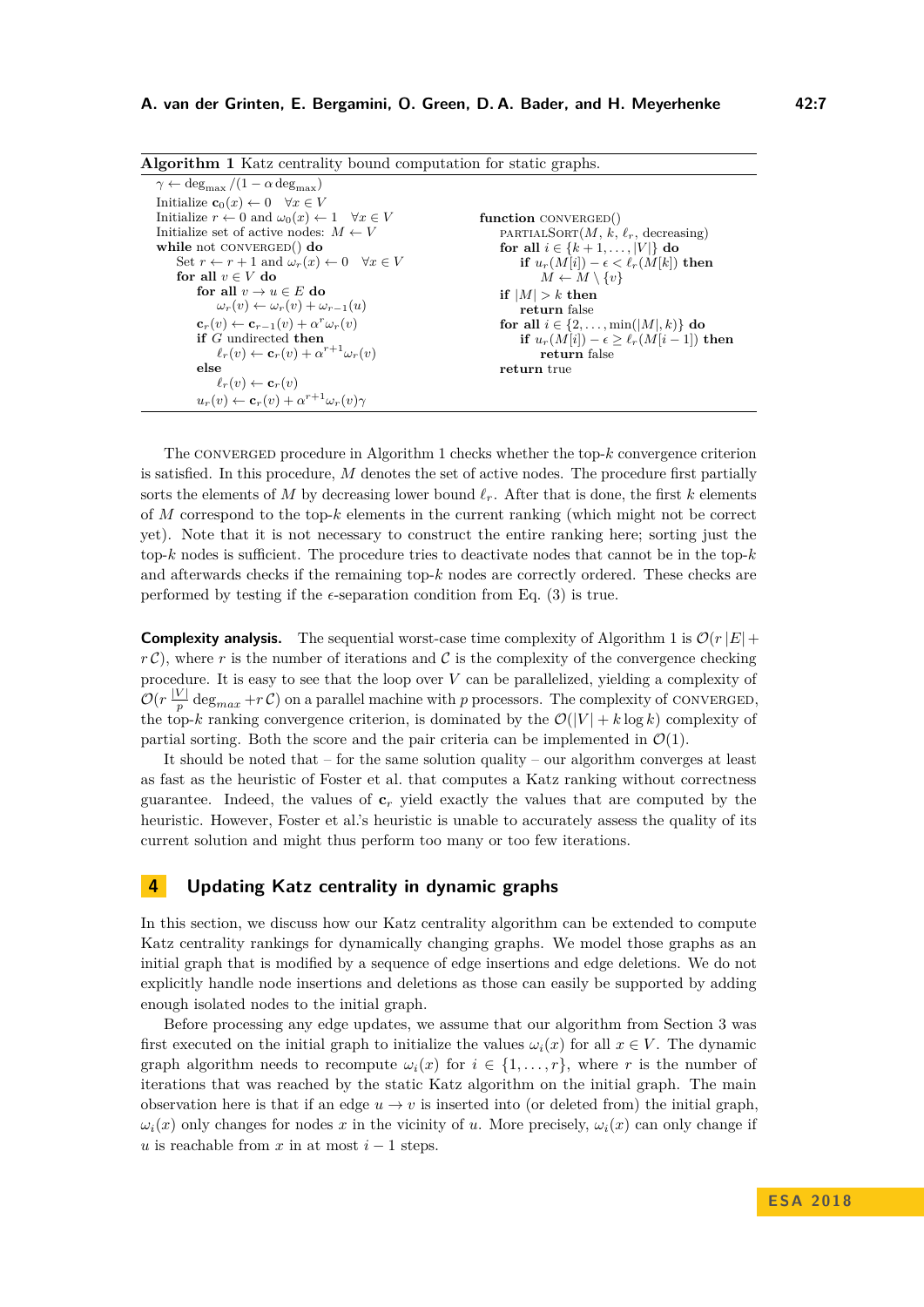**Algorithm 1** Katz centrality bound computation for static graphs.

```
γ ← deg_max /(1 − α deg_max)
Initialize c_0(x) ← 0   ∀x ∈ V
Initialize r ← 0 and ω_0(x) ← 1   ∀x ∈ V
Initialize set of active nodes: M ← V
while not CONVERGED() do
    Set r ← r + 1 and ω_r(x) ← 0   ∀x ∈ V
    for all v ∈ V do
        for all v → u ∈ E do
            ω_r(v) ← ω_r(v) + ω_{r−1}(u)
        c_r(v) ← c_{r−1}(v) + α^r ω_r(v)
        if G undirected then
            ℓ_r(v) ← c_r(v) + α^{r+1} ω_r(v)
        else
            ℓ_r(v) ← c_r(v)
        u_r(v) ← c_r(v) + α^{r+1} ω_r(v) γ

function CONVERGED()
    PARTIALSORT(M, k, ℓ_r, decreasing)
    for all i ∈ {k + 1, . . . , |V|} do
        if u_r(M[i]) − ε < ℓ_r(M[k]) then
            M ← M \ {v}
    if |M| > k then
        return false
    for all i ∈ {2, . . . , min(|M|, k)} do
        if u_r(M[i]) − ε ≥ ℓ_r(M[i − 1]) then
            return false
    return true
```

The CONVERGED procedure in Algorithm 1 checks whether the top-$k$ convergence criterion is satisfied. In this procedure, $M$ denotes the set of active nodes. The procedure first partially sorts the elements of $M$ by decreasing lower bound $\ell_r$. After that is done, the first $k$ elements of $M$ correspond to the top-$k$ elements in the current ranking (which might not be correct yet). Note that it is not necessary to construct the entire ranking here; sorting just the top-$k$ nodes is sufficient. The procedure tries to deactivate nodes that cannot be in the top-$k$ and afterwards checks if the remaining top-$k$ nodes are correctly ordered. These checks are performed by testing if the $\epsilon$-separation condition from Eq. (3) is true.

**Complexity analysis.** The sequential worst-case time complexity of Algorithm 1 is $\mathcal{O}(r\,|E| + r\,\mathcal{C})$, where $r$ is the number of iterations and $\mathcal{C}$ is the complexity of the convergence checking procedure. It is easy to see that the loop over $V$ can be parallelized, yielding a complexity of $\mathcal{O}(r\,\frac{|V|}{p}\deg_{max} + r\,\mathcal{C})$ on a parallel machine with $p$ processors. The complexity of CONVERGED, the top-$k$ ranking convergence criterion, is dominated by the $\mathcal{O}(|V| + k\log k)$ complexity of partial sorting. Both the score and the pair criteria can be implemented in $\mathcal{O}(1)$.

It should be noted that – for the same solution quality – our algorithm converges at least as fast as the heuristic of Foster et al. that computes a Katz ranking without correctness guarantee. Indeed, the values of $\mathbf{c}_r$ yield exactly the values that are computed by the heuristic. However, Foster et al.'s heuristic is unable to accurately assess the quality of its current solution and might thus perform too many or too few iterations.

## 4 Updating Katz centrality in dynamic graphs

In this section, we discuss how our Katz centrality algorithm can be extended to compute Katz centrality rankings for dynamically changing graphs. We model those graphs as an initial graph that is modified by a sequence of edge insertions and edge deletions. We do not explicitly handle node insertions and deletions as those can easily be supported by adding enough isolated nodes to the initial graph.

Before processing any edge updates, we assume that our algorithm from Section 3 was first executed on the initial graph to initialize the values $\omega_i(x)$ for all $x \in V$. The dynamic graph algorithm needs to recompute $\omega_i(x)$ for $i \in \{1, \ldots, r\}$, where $r$ is the number of iterations that was reached by the static Katz algorithm on the initial graph. The main observation here is that if an edge $u \to v$ is inserted into (or deleted from) the initial graph, $\omega_i(x)$ only changes for nodes $x$ in the vicinity of $u$. More precisely, $\omega_i(x)$ can only change if $u$ is reachable from $x$ in at most $i - 1$ steps.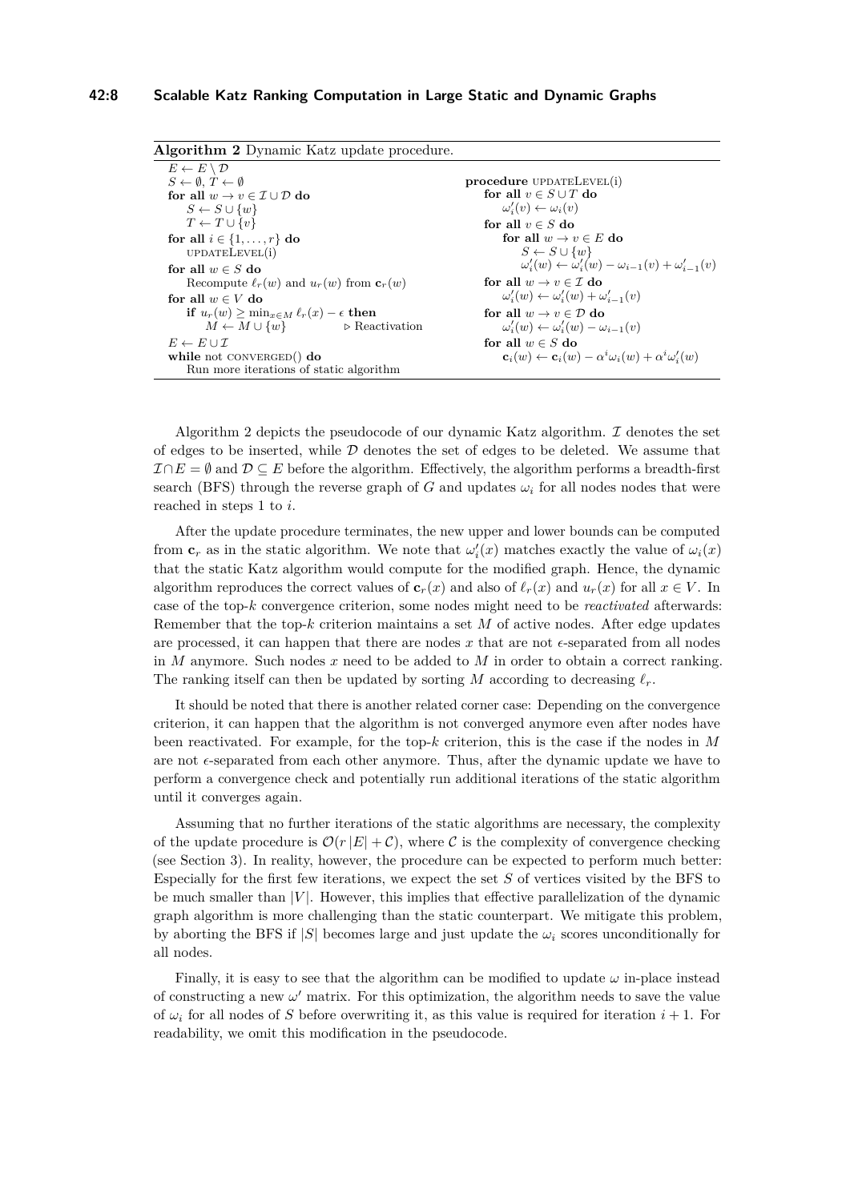**Algorithm 2** Dynamic Katz update procedure.

```
E ← E \ D
S ← ∅, T ← ∅
for all w → v ∈ I ∪ D do
    S ← S ∪ {w}
    T ← T ∪ {v}
for all i ∈ {1, ..., r} do
    updateLevel(i)
for all w ∈ S do
    Recompute ℓ_r(w) and u_r(w) from c_r(w)
for all w ∈ V do
    if u_r(w) ≥ min_{x∈M} ℓ_r(x) − ε then
        M ← M ∪ {w}                    ▷ Reactivation
E ← E ∪ I
while not converged() do
    Run more iterations of static algorithm

procedure updateLevel(i)
    for all v ∈ S ∪ T do
        ω'_i(v) ← ω_i(v)
    for all v ∈ S do
        for all w → v ∈ E do
            S ← S ∪ {w}
            ω'_i(w) ← ω'_i(w) − ω_{i−1}(v) + ω'_{i−1}(v)
    for all w → v ∈ I do
        ω'_i(w) ← ω'_i(w) + ω'_{i−1}(v)
    for all w → v ∈ D do
        ω'_i(w) ← ω'_i(w) − ω_{i−1}(v)
    for all w ∈ S do
        c_i(w) ← c_i(w) − α^i ω_i(w) + α^i ω'_i(w)
```

Algorithm 2 depicts the pseudocode of our dynamic Katz algorithm. $\mathcal{I}$ denotes the set of edges to be inserted, while $\mathcal{D}$ denotes the set of edges to be deleted. We assume that $\mathcal{I} \cap E = \emptyset$ and $\mathcal{D} \subseteq E$ before the algorithm. Effectively, the algorithm performs a breadth-first search (BFS) through the reverse graph of $G$ and updates $\omega_i$ for all nodes nodes that were reached in steps 1 to $i$.

After the update procedure terminates, the new upper and lower bounds can be computed from $\mathbf{c}_r$ as in the static algorithm. We note that $\omega'_i(x)$ matches exactly the value of $\omega_i(x)$ that the static Katz algorithm would compute for the modified graph. Hence, the dynamic algorithm reproduces the correct values of $\mathbf{c}_r(x)$ and also of $\ell_r(x)$ and $u_r(x)$ for all $x \in V$. In case of the top-$k$ convergence criterion, some nodes might need to be *reactivated* afterwards: Remember that the top-$k$ criterion maintains a set $M$ of active nodes. After edge updates are processed, it can happen that there are nodes $x$ that are not $\epsilon$-separated from all nodes in $M$ anymore. Such nodes $x$ need to be added to $M$ in order to obtain a correct ranking. The ranking itself can then be updated by sorting $M$ according to decreasing $\ell_r$.

It should be noted that there is another related corner case: Depending on the convergence criterion, it can happen that the algorithm is not converged anymore even after nodes have been reactivated. For example, for the top-$k$ criterion, this is the case if the nodes in $M$ are not $\epsilon$-separated from each other anymore. Thus, after the dynamic update we have to perform a convergence check and potentially run additional iterations of the static algorithm until it converges again.

Assuming that no further iterations of the static algorithms are necessary, the complexity of the update procedure is $\mathcal{O}(r\,|E| + \mathcal{C})$, where $\mathcal{C}$ is the complexity of convergence checking (see Section 3). In reality, however, the procedure can be expected to perform much better: Especially for the first few iterations, we expect the set $S$ of vertices visited by the BFS to be much smaller than $|V|$. However, this implies that effective parallelization of the dynamic graph algorithm is more challenging than the static counterpart. We mitigate this problem, by aborting the BFS if $|S|$ becomes large and just update the $\omega_i$ scores unconditionally for all nodes.

Finally, it is easy to see that the algorithm can be modified to update $\omega$ in-place instead of constructing a new $\omega'$ matrix. For this optimization, the algorithm needs to save the value of $\omega_i$ for all nodes of $S$ before overwriting it, as this value is required for iteration $i + 1$. For readability, we omit this modification in the pseudocode.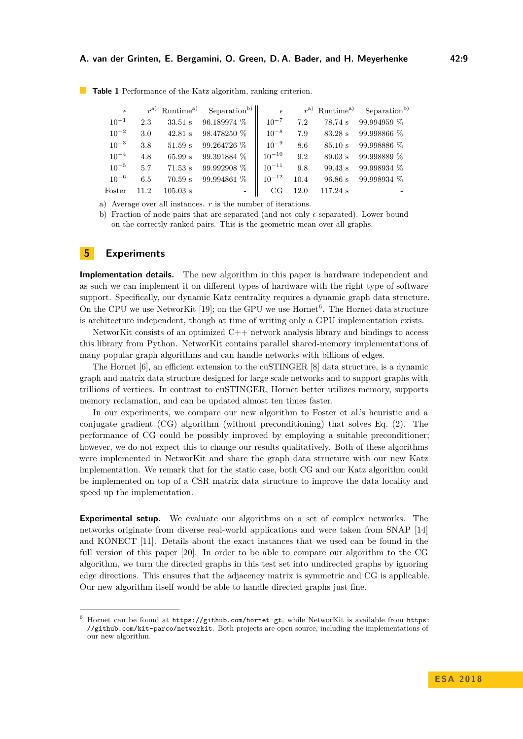**Table 1** Performance of the Katz algorithm, ranking criterion.

| $\epsilon$ | $r$ [a] | Runtime [a] | Separation [b] | $\epsilon$ | $r$ [a] | Runtime [a] | Separation [b] |
|---|---|---|---|---|---|---|---|
| $10^{-1}$ | 2.3 | 33.51 s | 96.189974 % | $10^{-7}$ | 7.2 | 78.74 s | 99.994959 % |
| $10^{-2}$ | 3.0 | 42.81 s | 98.478250 % | $10^{-8}$ | 7.9 | 83.28 s | 99.998866 % |
| $10^{-3}$ | 3.8 | 51.59 s | 99.264726 % | $10^{-9}$ | 8.6 | 85.10 s | 99.998886 % |
| $10^{-4}$ | 4.8 | 65.99 s | 99.391884 % | $10^{-10}$ | 9.2 | 89.03 s | 99.998889 % |
| $10^{-5}$ | 5.7 | 71.53 s | 99.992908 % | $10^{-11}$ | 9.8 | 99.43 s | 99.998934 % |
| $10^{-6}$ | 6.5 | 70.59 s | 99.994861 % | $10^{-12}$ | 10.4 | 96.86 s | 99.998934 % |
| Foster | 11.2 | 105.03 s | - | CG | 12.0 | 117.24 s | - |

a) Average over all instances. $r$ is the number of iterations.

b) Fraction of node pairs that are separated (and not only $\epsilon$-separated). Lower bound on the correctly ranked pairs. This is the geometric mean over all graphs.

## 5 Experiments

**Implementation details.** The new algorithm in this paper is hardware independent and as such we can implement it on different types of hardware with the right type of software support. Specifically, our dynamic Katz centrality requires a dynamic graph data structure. On the CPU we use NetworKit [19]; on the GPU we use Hornet[6]. The Hornet data structure is architecture independent, though at time of writing only a GPU implementation exists.

NetworKit consists of an optimized C++ network analysis library and bindings to access this library from Python. NetworKit contains parallel shared-memory implementations of many popular graph algorithms and can handle networks with billions of edges.

The Hornet [6], an efficient extension to the cuSTINGER [8] data structure, is a dynamic graph and matrix data structure designed for large scale networks and to support graphs with trillions of vertices. In contrast to cuSTINGER, Hornet better utilizes memory, supports memory reclamation, and can be updated almost ten times faster.

In our experiments, we compare our new algorithm to Foster et al.'s heuristic and a conjugate gradient (CG) algorithm (without preconditioning) that solves Eq. (2). The performance of CG could be possibly improved by employing a suitable preconditioner; however, we do not expect this to change our results qualitatively. Both of these algorithms were implemented in NetworKit and share the graph data structure with our new Katz implementation. We remark that for the static case, both CG and our Katz algorithm could be implemented on top of a CSR matrix data structure to improve the data locality and speed up the implementation.

**Experimental setup.** We evaluate our algorithms on a set of complex networks. The networks originate from diverse real-world applications and were taken from SNAP [14] and KONECT [11]. Details about the exact instances that we used can be found in the full version of this paper [20]. In order to be able to compare our algorithm to the CG algorithm, we turn the directed graphs in this test set into undirected graphs by ignoring edge directions. This ensures that the adjacency matrix is symmetric and CG is applicable. Our new algorithm itself would be able to handle directed graphs just fine.

[6] Hornet can be found at `https://github.com/hornet-gt`, while NetworKit is available from `https://github.com/kit-parco/networkit`. Both projects are open source, including the implementations of our new algorithm.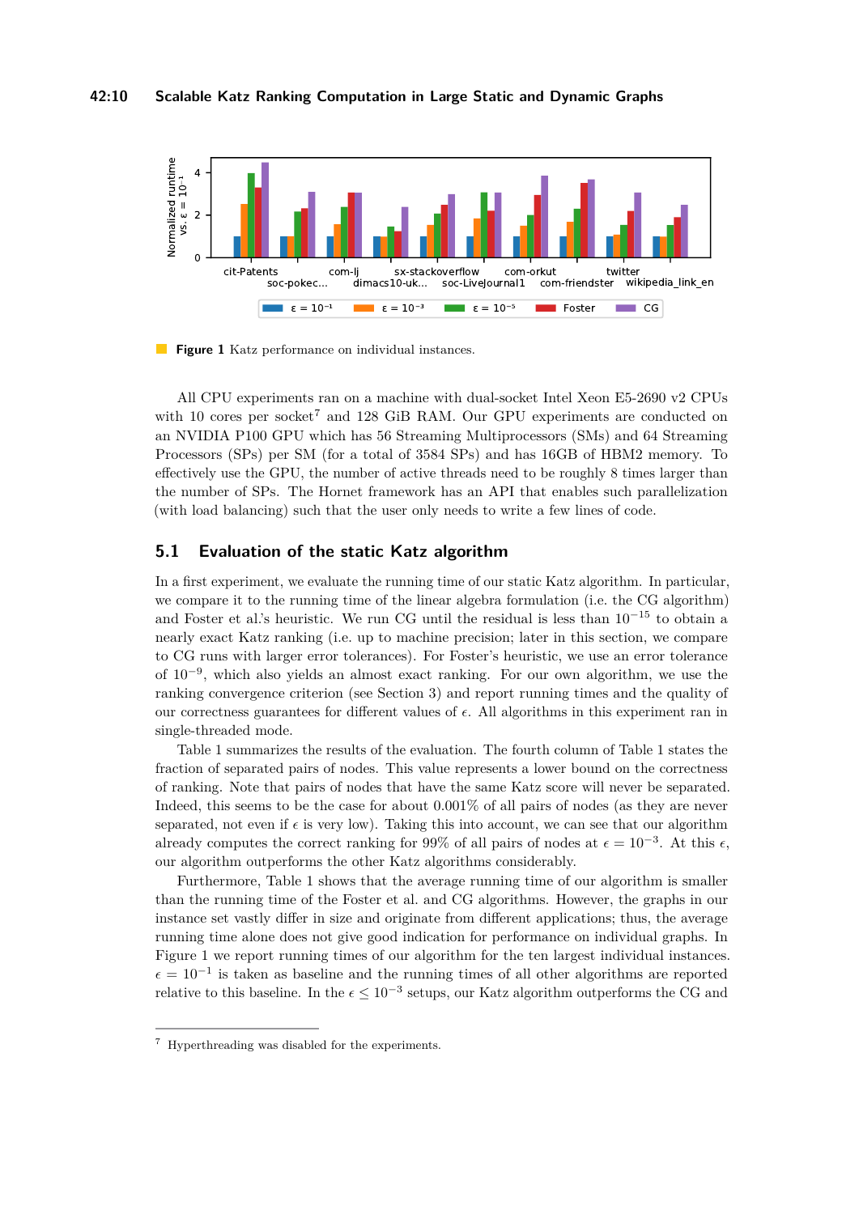Figure 1 Katz performance on individual instances.

All CPU experiments ran on a machine with dual-socket Intel Xeon E5-2690 v2 CPUs with 10 cores per socket[7] and 128 GiB RAM. Our GPU experiments are conducted on an NVIDIA P100 GPU which has 56 Streaming Multiprocessors (SMs) and 64 Streaming Processors (SPs) per SM (for a total of 3584 SPs) and has 16GB of HBM2 memory. To effectively use the GPU, the number of active threads need to be roughly 8 times larger than the number of SPs. The Hornet framework has an API that enables such parallelization (with load balancing) such that the user only needs to write a few lines of code.

## 5.1 Evaluation of the static Katz algorithm

In a first experiment, we evaluate the running time of our static Katz algorithm. In particular, we compare it to the running time of the linear algebra formulation (i.e. the CG algorithm) and Foster et al.'s heuristic. We run CG until the residual is less than $10^{-15}$ to obtain a nearly exact Katz ranking (i.e. up to machine precision; later in this section, we compare to CG runs with larger error tolerances). For Foster's heuristic, we use an error tolerance of $10^{-9}$, which also yields an almost exact ranking. For our own algorithm, we use the ranking convergence criterion (see Section 3) and report running times and the quality of our correctness guarantees for different values of $\epsilon$. All algorithms in this experiment ran in single-threaded mode.

Table 1 summarizes the results of the evaluation. The fourth column of Table 1 states the fraction of separated pairs of nodes. This value represents a lower bound on the correctness of ranking. Note that pairs of nodes that have the same Katz score will never be separated. Indeed, this seems to be the case for about 0.001% of all pairs of nodes (as they are never separated, not even if $\epsilon$ is very low). Taking this into account, we can see that our algorithm already computes the correct ranking for 99% of all pairs of nodes at $\epsilon = 10^{-3}$. At this $\epsilon$, our algorithm outperforms the other Katz algorithms considerably.

Furthermore, Table 1 shows that the average running time of our algorithm is smaller than the running time of the Foster et al. and CG algorithms. However, the graphs in our instance set vastly differ in size and originate from different applications; thus, the average running time alone does not give good indication for performance on individual graphs. In Figure 1 we report running times of our algorithm for the ten largest individual instances. $\epsilon = 10^{-1}$ is taken as baseline and the running times of all other algorithms are reported relative to this baseline. In the $\epsilon \leq 10^{-3}$ setups, our Katz algorithm outperforms the CG and

[7] Hyperthreading was disabled for the experiments.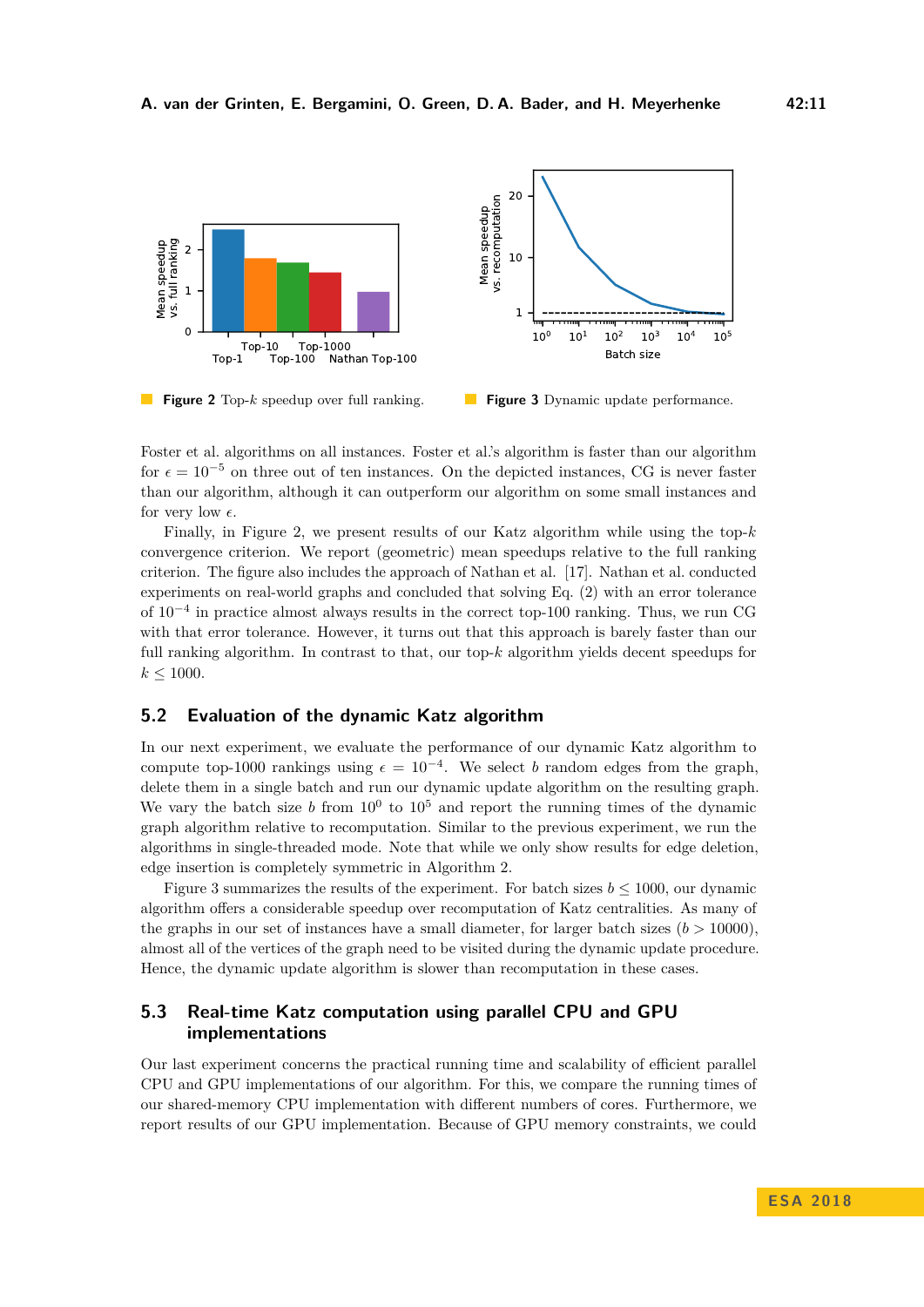**Figure 2** Top-$k$ speedup over full ranking.

**Figure 3** Dynamic update performance.

Foster et al. algorithms on all instances. Foster et al.'s algorithm is faster than our algorithm for $\epsilon = 10^{-5}$ on three out of ten instances. On the depicted instances, CG is never faster than our algorithm, although it can outperform our algorithm on some small instances and for very low $\epsilon$.

Finally, in Figure 2, we present results of our Katz algorithm while using the top-$k$ convergence criterion. We report (geometric) mean speedups relative to the full ranking criterion. The figure also includes the approach of Nathan et al. [17]. Nathan et al. conducted experiments on real-world graphs and concluded that solving Eq. (2) with an error tolerance of $10^{-4}$ in practice almost always results in the correct top-100 ranking. Thus, we run CG with that error tolerance. However, it turns out that this approach is barely faster than our full ranking algorithm. In contrast to that, our top-$k$ algorithm yields decent speedups for $k \leq 1000$.

## 5.2 Evaluation of the dynamic Katz algorithm

In our next experiment, we evaluate the performance of our dynamic Katz algorithm to compute top-1000 rankings using $\epsilon = 10^{-4}$. We select $b$ random edges from the graph, delete them in a single batch and run our dynamic update algorithm on the resulting graph. We vary the batch size $b$ from $10^0$ to $10^5$ and report the running times of the dynamic graph algorithm relative to recomputation. Similar to the previous experiment, we run the algorithms in single-threaded mode. Note that while we only show results for edge deletion, edge insertion is completely symmetric in Algorithm 2.

Figure 3 summarizes the results of the experiment. For batch sizes $b \leq 1000$, our dynamic algorithm offers a considerable speedup over recomputation of Katz centralities. As many of the graphs in our set of instances have a small diameter, for larger batch sizes ($b > 10000$), almost all of the vertices of the graph need to be visited during the dynamic update procedure. Hence, the dynamic update algorithm is slower than recomputation in these cases.

## 5.3 Real-time Katz computation using parallel CPU and GPU implementations

Our last experiment concerns the practical running time and scalability of efficient parallel CPU and GPU implementations of our algorithm. For this, we compare the running times of our shared-memory CPU implementation with different numbers of cores. Furthermore, we report results of our GPU implementation. Because of GPU memory constraints, we could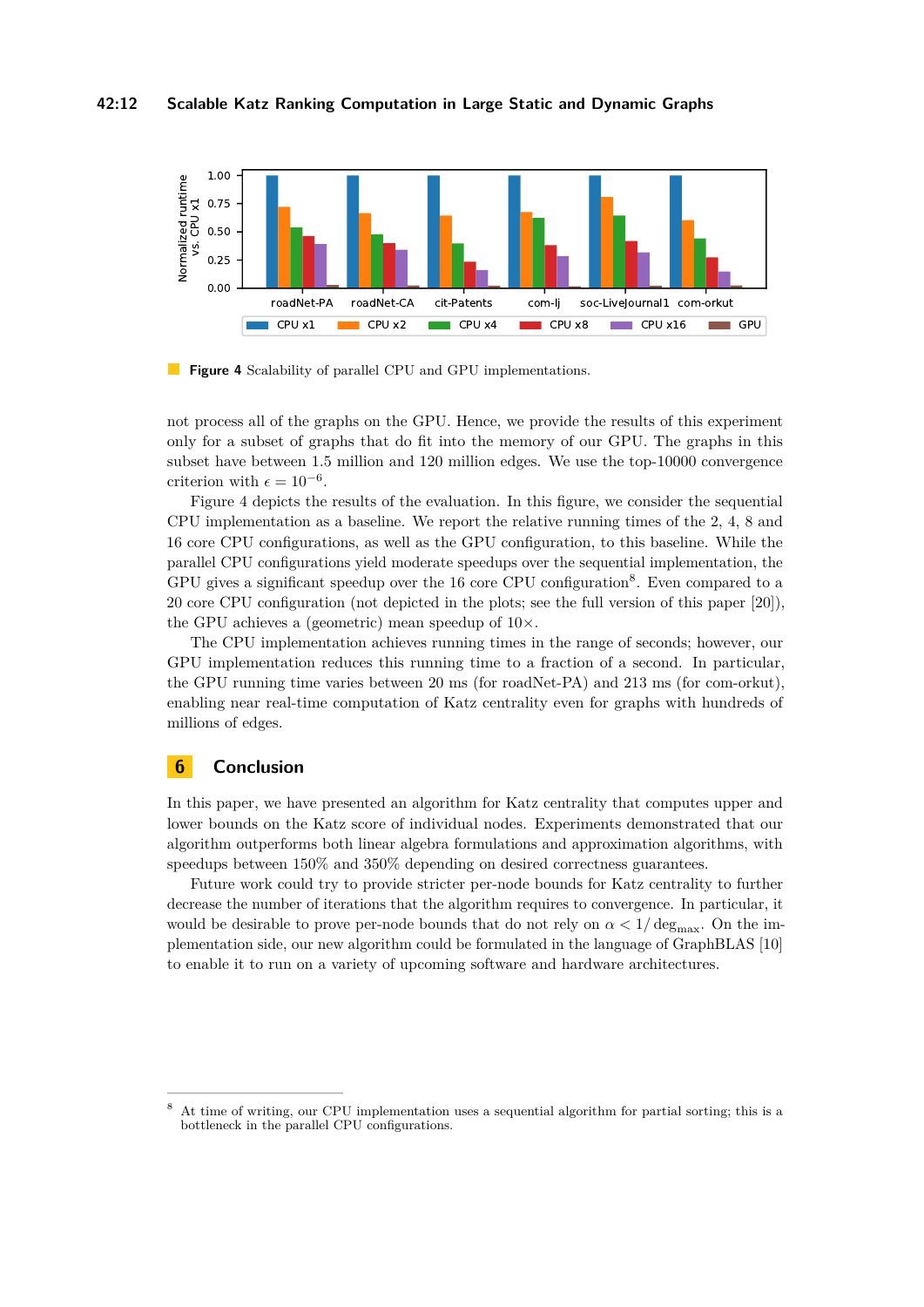**Figure 4** Scalability of parallel CPU and GPU implementations.

not process all of the graphs on the GPU. Hence, we provide the results of this experiment only for a subset of graphs that do fit into the memory of our GPU. The graphs in this subset have between 1.5 million and 120 million edges. We use the top-10000 convergence criterion with $\epsilon = 10^{-6}$.

Figure 4 depicts the results of the evaluation. In this figure, we consider the sequential CPU implementation as a baseline. We report the relative running times of the 2, 4, 8 and 16 core CPU configurations, as well as the GPU configuration, to this baseline. While the parallel CPU configurations yield moderate speedups over the sequential implementation, the GPU gives a significant speedup over the 16 core CPU configuration[8]. Even compared to a 20 core CPU configuration (not depicted in the plots; see the full version of this paper [20]), the GPU achieves a (geometric) mean speedup of 10×.

The CPU implementation achieves running times in the range of seconds; however, our GPU implementation reduces this running time to a fraction of a second. In particular, the GPU running time varies between 20 ms (for roadNet-PA) and 213 ms (for com-orkut), enabling near real-time computation of Katz centrality even for graphs with hundreds of millions of edges.

## 6 Conclusion

In this paper, we have presented an algorithm for Katz centrality that computes upper and lower bounds on the Katz score of individual nodes. Experiments demonstrated that our algorithm outperforms both linear algebra formulations and approximation algorithms, with speedups between 150% and 350% depending on desired correctness guarantees.

Future work could try to provide stricter per-node bounds for Katz centrality to further decrease the number of iterations that the algorithm requires to convergence. In particular, it would be desirable to prove per-node bounds that do not rely on $\alpha < 1/\deg_{\max}$. On the implementation side, our new algorithm could be formulated in the language of GraphBLAS [10] to enable it to run on a variety of upcoming software and hardware architectures.

---

[8] At time of writing, our CPU implementation uses a sequential algorithm for partial sorting; this is a bottleneck in the parallel CPU configurations.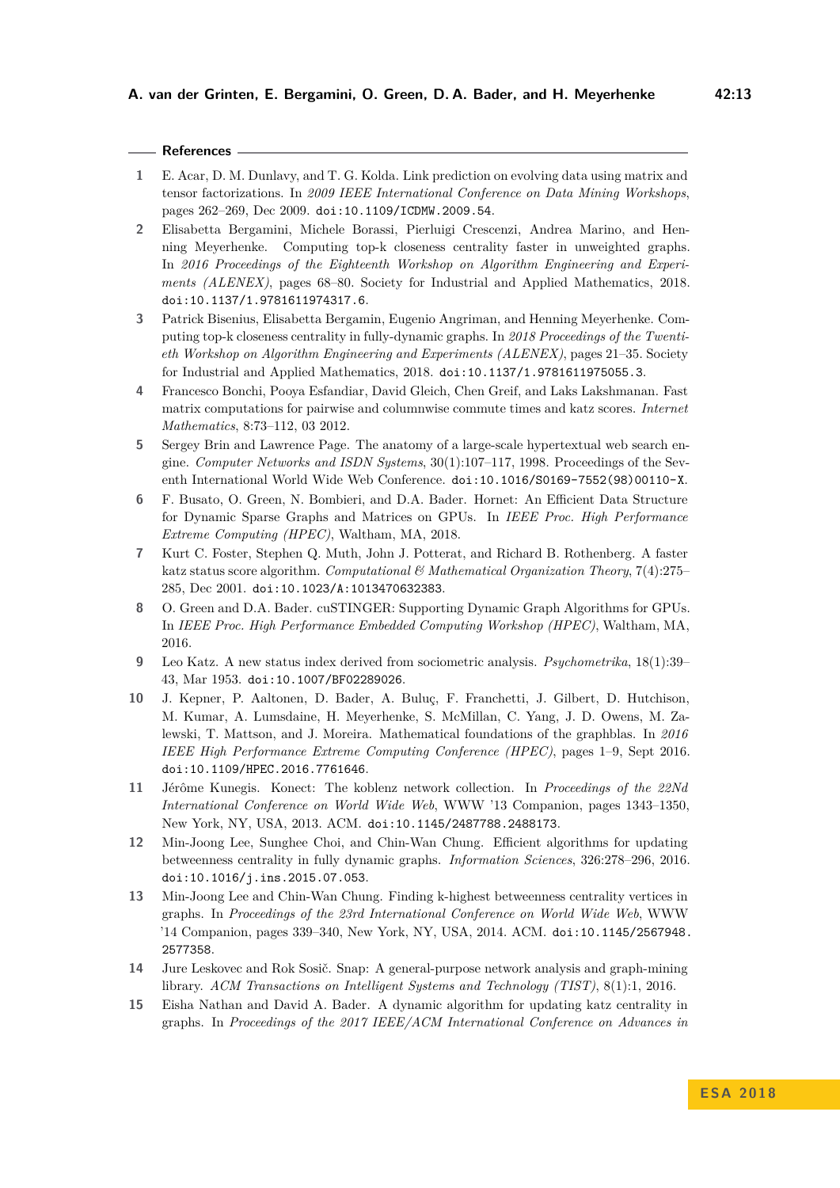## References

1. E. Acar, D. M. Dunlavy, and T. G. Kolda. Link prediction on evolving data using matrix and tensor factorizations. In *2009 IEEE International Conference on Data Mining Workshops*, pages 262–269, Dec 2009. doi:10.1109/ICDMW.2009.54.
2. Elisabetta Bergamini, Michele Borassi, Pierluigi Crescenzi, Andrea Marino, and Henning Meyerhenke. Computing top-k closeness centrality faster in unweighted graphs. In *2016 Proceedings of the Eighteenth Workshop on Algorithm Engineering and Experiments (ALENEX)*, pages 68–80. Society for Industrial and Applied Mathematics, 2018. doi:10.1137/1.9781611974317.6.
3. Patrick Bisenius, Elisabetta Bergamin, Eugenio Angriman, and Henning Meyerhenke. Computing top-k closeness centrality in fully-dynamic graphs. In *2018 Proceedings of the Twentieth Workshop on Algorithm Engineering and Experiments (ALENEX)*, pages 21–35. Society for Industrial and Applied Mathematics, 2018. doi:10.1137/1.9781611975055.3.
4. Francesco Bonchi, Pooya Esfandiar, David Gleich, Chen Greif, and Laks Lakshmanan. Fast matrix computations for pairwise and columnwise commute times and katz scores. *Internet Mathematics*, 8:73–112, 03 2012.
5. Sergey Brin and Lawrence Page. The anatomy of a large-scale hypertextual web search engine. *Computer Networks and ISDN Systems*, 30(1):107–117, 1998. Proceedings of the Seventh International World Wide Web Conference. doi:10.1016/S0169-7552(98)00110-X.
6. F. Busato, O. Green, N. Bombieri, and D.A. Bader. Hornet: An Efficient Data Structure for Dynamic Sparse Graphs and Matrices on GPUs. In *IEEE Proc. High Performance Extreme Computing (HPEC)*, Waltham, MA, 2018.
7. Kurt C. Foster, Stephen Q. Muth, John J. Potterat, and Richard B. Rothenberg. A faster katz status score algorithm. *Computational & Mathematical Organization Theory*, 7(4):275–285, Dec 2001. doi:10.1023/A:1013470632383.
8. O. Green and D.A. Bader. cuSTINGER: Supporting Dynamic Graph Algorithms for GPUs. In *IEEE Proc. High Performance Embedded Computing Workshop (HPEC)*, Waltham, MA, 2016.
9. Leo Katz. A new status index derived from sociometric analysis. *Psychometrika*, 18(1):39–43, Mar 1953. doi:10.1007/BF02289026.
10. J. Kepner, P. Aaltonen, D. Bader, A. Buluç, F. Franchetti, J. Gilbert, D. Hutchison, M. Kumar, A. Lumsdaine, H. Meyerhenke, S. McMillan, C. Yang, J. D. Owens, M. Zalewski, T. Mattson, and J. Moreira. Mathematical foundations of the graphblas. In *2016 IEEE High Performance Extreme Computing Conference (HPEC)*, pages 1–9, Sept 2016. doi:10.1109/HPEC.2016.7761646.
11. Jérôme Kunegis. Konect: The koblenz network collection. In *Proceedings of the 22Nd International Conference on World Wide Web*, WWW '13 Companion, pages 1343–1350, New York, NY, USA, 2013. ACM. doi:10.1145/2487788.2488173.
12. Min-Joong Lee, Sunghee Choi, and Chin-Wan Chung. Efficient algorithms for updating betweenness centrality in fully dynamic graphs. *Information Sciences*, 326:278–296, 2016. doi:10.1016/j.ins.2015.07.053.
13. Min-Joong Lee and Chin-Wan Chung. Finding k-highest betweenness centrality vertices in graphs. In *Proceedings of the 23rd International Conference on World Wide Web*, WWW '14 Companion, pages 339–340, New York, NY, USA, 2014. ACM. doi:10.1145/2567948.2577358.
14. Jure Leskovec and Rok Sosič. Snap: A general-purpose network analysis and graph-mining library. *ACM Transactions on Intelligent Systems and Technology (TIST)*, 8(1):1, 2016.
15. Eisha Nathan and David A. Bader. A dynamic algorithm for updating katz centrality in graphs. In *Proceedings of the 2017 IEEE/ACM International Conference on Advances in*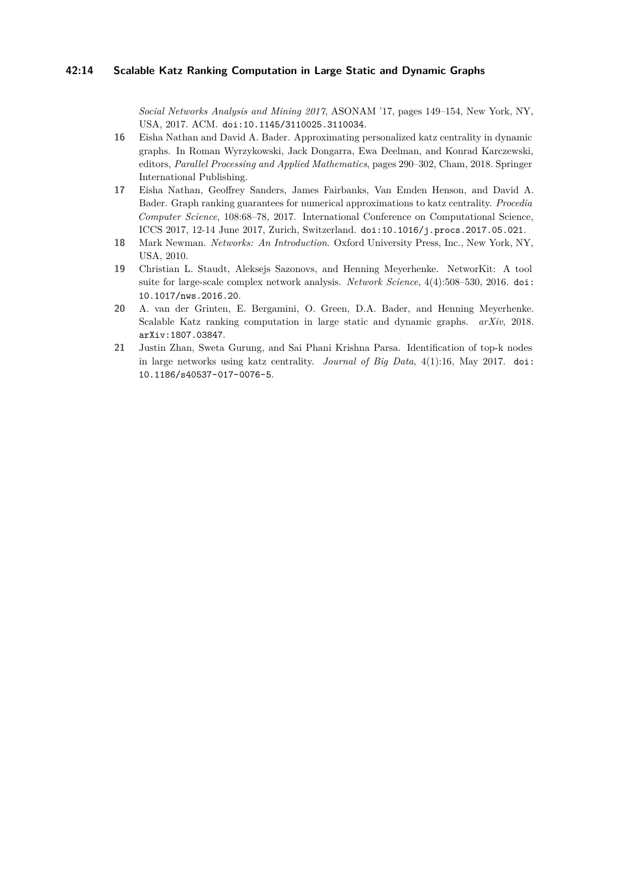*Social Networks Analysis and Mining 2017*, ASONAM '17, pages 149–154, New York, NY, USA, 2017. ACM. doi:10.1145/3110025.3110034.

**16** Eisha Nathan and David A. Bader. Approximating personalized katz centrality in dynamic graphs. In Roman Wyrzykowski, Jack Dongarra, Ewa Deelman, and Konrad Karczewski, editors, *Parallel Processing and Applied Mathematics*, pages 290–302, Cham, 2018. Springer International Publishing.

**17** Eisha Nathan, Geoffrey Sanders, James Fairbanks, Van Emden Henson, and David A. Bader. Graph ranking guarantees for numerical approximations to katz centrality. *Procedia Computer Science*, 108:68–78, 2017. International Conference on Computational Science, ICCS 2017, 12-14 June 2017, Zurich, Switzerland. doi:10.1016/j.procs.2017.05.021.

**18** Mark Newman. *Networks: An Introduction*. Oxford University Press, Inc., New York, NY, USA, 2010.

**19** Christian L. Staudt, Aleksejs Sazonovs, and Henning Meyerhenke. NetworKit: A tool suite for large-scale complex network analysis. *Network Science*, 4(4):508–530, 2016. doi:10.1017/nws.2016.20.

**20** A. van der Grinten, E. Bergamini, O. Green, D.A. Bader, and Henning Meyerhenke. Scalable Katz ranking computation in large static and dynamic graphs. *arXiv*, 2018. arXiv:1807.03847.

**21** Justin Zhan, Sweta Gurung, and Sai Phani Krishna Parsa. Identification of top-k nodes in large networks using katz centrality. *Journal of Big Data*, 4(1):16, May 2017. doi:10.1186/s40537-017-0076-5.